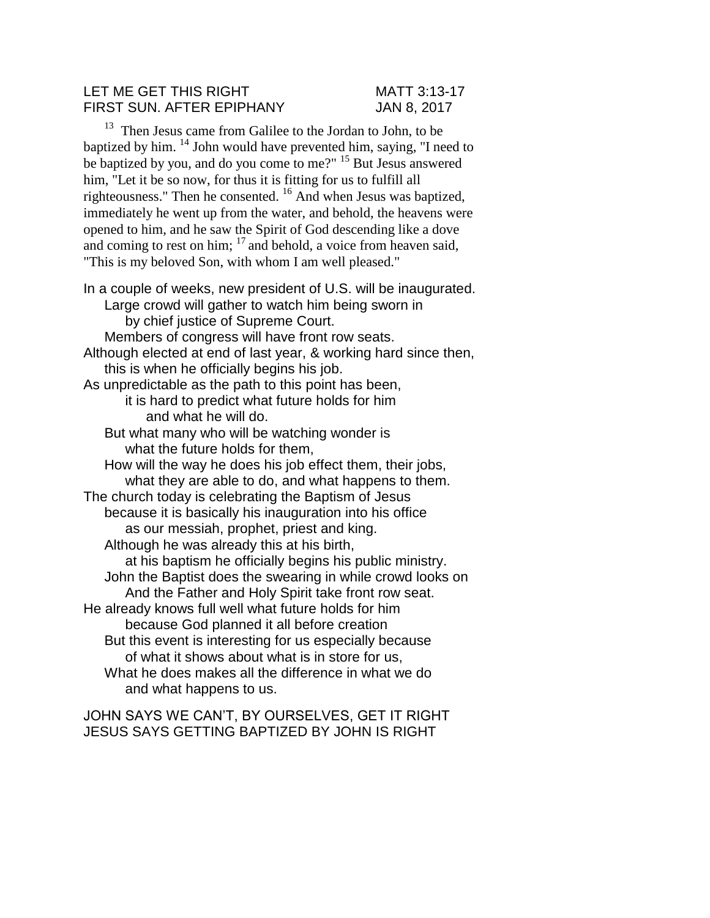LET ME GET THIS RIGHT MATT 3:13-17
FIRST SUN. AFTER EPIPHANY JAN 8, 2017

[13] Then Jesus came from Galilee to the Jordan to John, to be baptized by him. [14] John would have prevented him, saying, "I need to be baptized by you, and do you come to me?" [15] But Jesus answered him, "Let it be so now, for thus it is fitting for us to fulfill all righteousness." Then he consented. [16] And when Jesus was baptized, immediately he went up from the water, and behold, the heavens were opened to him, and he saw the Spirit of God descending like a dove and coming to rest on him; [17] and behold, a voice from heaven said, "This is my beloved Son, with whom I am well pleased."

In a couple of weeks, new president of U.S. will be inaugurated.
    Large crowd will gather to watch him being sworn in
        by chief justice of Supreme Court.
    Members of congress will have front row seats.
Although elected at end of last year, & working hard since then,
    this is when he officially begins his job.
As unpredictable as the path to this point has been,
        it is hard to predict what future holds for him
            and what he will do.
    But what many who will be watching wonder is
        what the future holds for them,
    How will the way he does his job effect them, their jobs,
        what they are able to do, and what happens to them.
The church today is celebrating the Baptism of Jesus
    because it is basically his inauguration into his office
        as our messiah, prophet, priest and king.
    Although he was already this at his birth,
        at his baptism he officially begins his public ministry.
    John the Baptist does the swearing in while crowd looks on
        And the Father and Holy Spirit take front row seat.
He already knows full well what future holds for him
        because God planned it all before creation
    But this event is interesting for us especially because
        of what it shows about what is in store for us,
    What he does makes all the difference in what we do
        and what happens to us.

JOHN SAYS WE CAN'T, BY OURSELVES, GET IT RIGHT
JESUS SAYS GETTING BAPTIZED BY JOHN IS RIGHT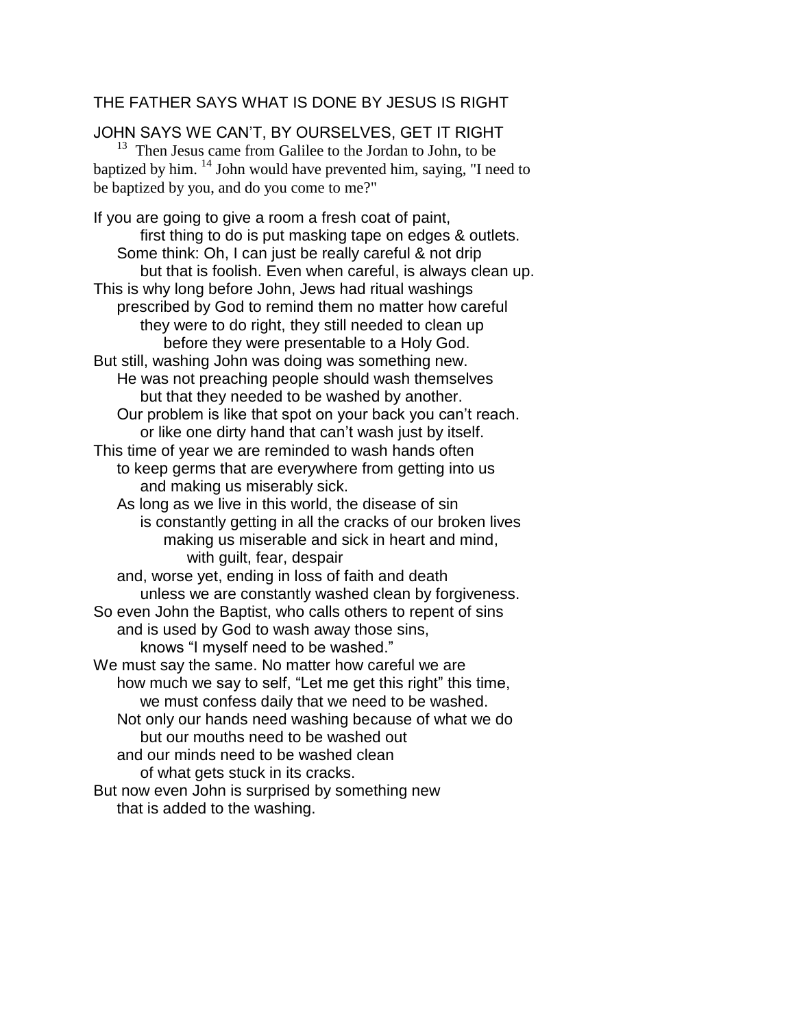THE FATHER SAYS WHAT IS DONE BY JESUS IS RIGHT

JOHN SAYS WE CAN'T, BY OURSELVES, GET IT RIGHT

[13] Then Jesus came from Galilee to the Jordan to John, to be baptized by him. [14] John would have prevented him, saying, "I need to be baptized by you, and do you come to me?"

If you are going to give a room a fresh coat of paint,
first thing to do is put masking tape on edges & outlets.
Some think: Oh, I can just be really careful & not drip
but that is foolish. Even when careful, is always clean up.
This is why long before John, Jews had ritual washings
prescribed by God to remind them no matter how careful
they were to do right, they still needed to clean up
before they were presentable to a Holy God.
But still, washing John was doing was something new.
He was not preaching people should wash themselves
but that they needed to be washed by another.
Our problem is like that spot on your back you can't reach.
or like one dirty hand that can't wash just by itself.
This time of year we are reminded to wash hands often
to keep germs that are everywhere from getting into us
and making us miserably sick.
As long as we live in this world, the disease of sin
is constantly getting in all the cracks of our broken lives
making us miserable and sick in heart and mind,
with guilt, fear, despair
and, worse yet, ending in loss of faith and death
unless we are constantly washed clean by forgiveness.
So even John the Baptist, who calls others to repent of sins
and is used by God to wash away those sins,
knows "I myself need to be washed."
We must say the same. No matter how careful we are
how much we say to self, "Let me get this right" this time,
we must confess daily that we need to be washed.
Not only our hands need washing because of what we do
but our mouths need to be washed out
and our minds need to be washed clean
of what gets stuck in its cracks.
But now even John is surprised by something new
that is added to the washing.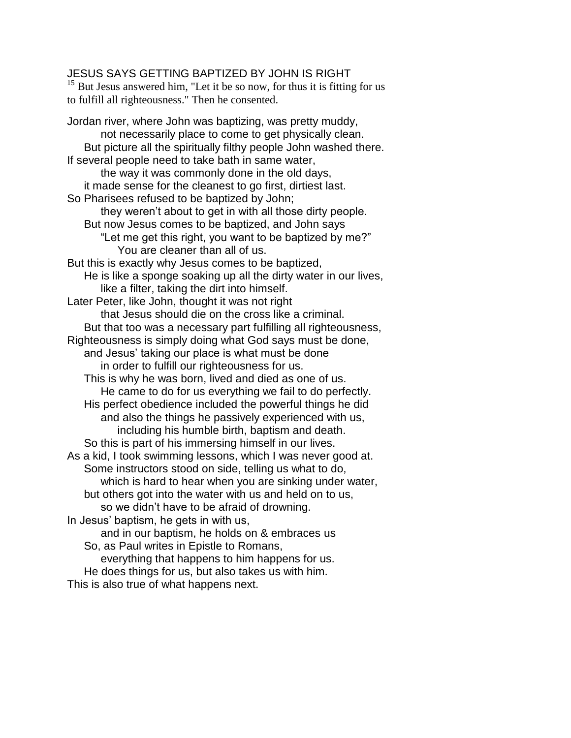JESUS SAYS GETTING BAPTIZED BY JOHN IS RIGHT

[15] But Jesus answered him, "Let it be so now, for thus it is fitting for us to fulfill all righteousness." Then he consented.

Jordan river, where John was baptizing, was pretty muddy,
 not necessarily place to come to get physically clean.
 But picture all the spiritually filthy people John washed there.
If several people need to take bath in same water,
 the way it was commonly done in the old days,
 it made sense for the cleanest to go first, dirtiest last.
So Pharisees refused to be baptized by John;
 they weren't about to get in with all those dirty people.
 But now Jesus comes to be baptized, and John says
 "Let me get this right, you want to be baptized by me?"
 You are cleaner than all of us.
But this is exactly why Jesus comes to be baptized,
 He is like a sponge soaking up all the dirty water in our lives,
 like a filter, taking the dirt into himself.
Later Peter, like John, thought it was not right
 that Jesus should die on the cross like a criminal.
 But that too was a necessary part fulfilling all righteousness,
Righteousness is simply doing what God says must be done,
 and Jesus' taking our place is what must be done
 in order to fulfill our righteousness for us.
 This is why he was born, lived and died as one of us.
 He came to do for us everything we fail to do perfectly.
 His perfect obedience included the powerful things he did
 and also the things he passively experienced with us,
 including his humble birth, baptism and death.
 So this is part of his immersing himself in our lives.
As a kid, I took swimming lessons, which I was never good at.
 Some instructors stood on side, telling us what to do,
 which is hard to hear when you are sinking under water,
 but others got into the water with us and held on to us,
 so we didn't have to be afraid of drowning.
In Jesus' baptism, he gets in with us,
 and in our baptism, he holds on & embraces us
 So, as Paul writes in Epistle to Romans,
 everything that happens to him happens for us.
 He does things for us, but also takes us with him.
This is also true of what happens next.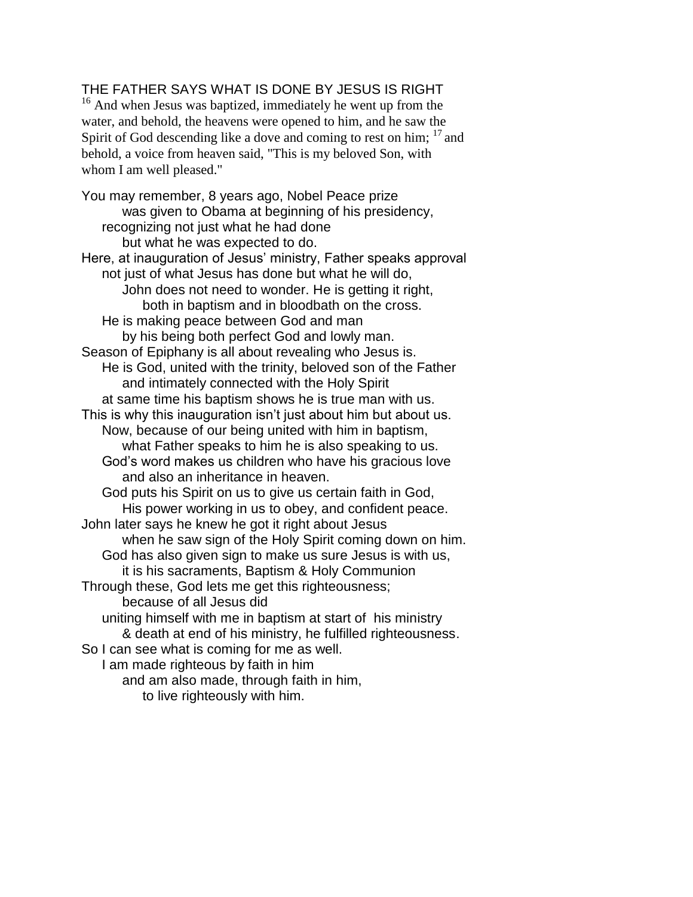THE FATHER SAYS WHAT IS DONE BY JESUS IS RIGHT

[16] And when Jesus was baptized, immediately he went up from the water, and behold, the heavens were opened to him, and he saw the Spirit of God descending like a dove and coming to rest on him; [17] and behold, a voice from heaven said, "This is my beloved Son, with whom I am well pleased."

You may remember, 8 years ago, Nobel Peace prize
        was given to Obama at beginning of his presidency,
    recognizing not just what he had done
        but what he was expected to do.
Here, at inauguration of Jesus' ministry, Father speaks approval
    not just of what Jesus has done but what he will do,
        John does not need to wonder. He is getting it right,
            both in baptism and in bloodbath on the cross.
    He is making peace between God and man
        by his being both perfect God and lowly man.
Season of Epiphany is all about revealing who Jesus is.
    He is God, united with the trinity, beloved son of the Father
        and intimately connected with the Holy Spirit
    at same time his baptism shows he is true man with us.
This is why this inauguration isn't just about him but about us.
    Now, because of our being united with him in baptism,
        what Father speaks to him he is also speaking to us.
    God's word makes us children who have his gracious love
        and also an inheritance in heaven.
    God puts his Spirit on us to give us certain faith in God,
        His power working in us to obey, and confident peace.
John later says he knew he got it right about Jesus
        when he saw sign of the Holy Spirit coming down on him.
    God has also given sign to make us sure Jesus is with us,
        it is his sacraments, Baptism & Holy Communion
Through these, God lets me get this righteousness;
        because of all Jesus did
    uniting himself with me in baptism at start of his ministry
        & death at end of his ministry, he fulfilled righteousness.
So I can see what is coming for me as well.
    I am made righteous by faith in him
        and am also made, through faith in him,
            to live righteously with him.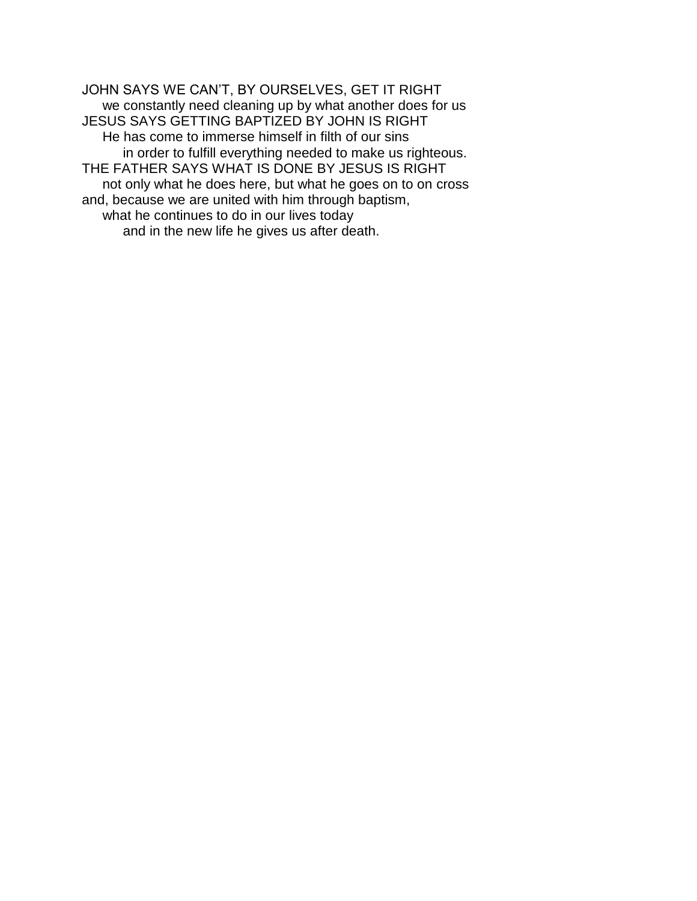JOHN SAYS WE CAN'T, BY OURSELVES, GET IT RIGHT
we constantly need cleaning up by what another does for us
JESUS SAYS GETTING BAPTIZED BY JOHN IS RIGHT
He has come to immerse himself in filth of our sins
in order to fulfill everything needed to make us righteous.
THE FATHER SAYS WHAT IS DONE BY JESUS IS RIGHT
not only what he does here, but what he goes on to on cross
and, because we are united with him through baptism,
what he continues to do in our lives today
and in the new life he gives us after death.